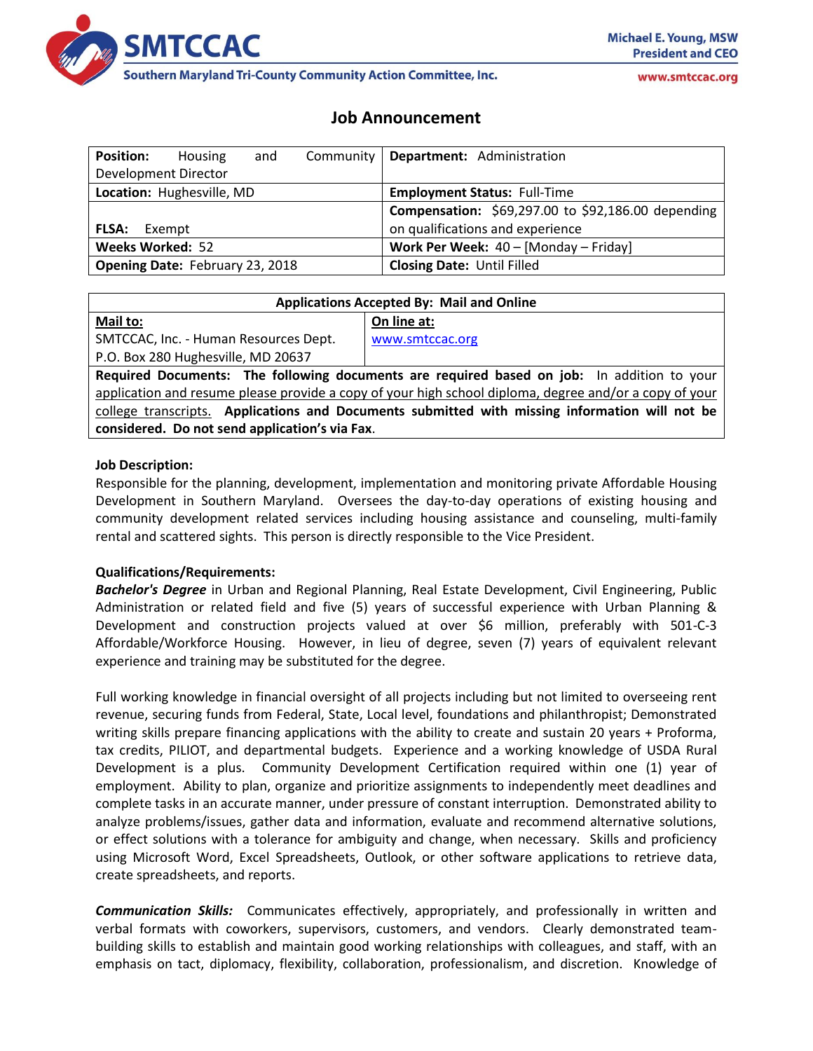**SMTCCAC**

**Southern Maryland Tri-County Community Action Committee, Inc.**

**Michael E. Young, MSW**
**President and CEO**

**www.smtccac.org**

# Job Announcement

| **Position:** Housing and Community Development Director | **Department:** Administration |
|---|---|
| **Location:** Hughesville, MD | **Employment Status:** Full-Time |
| **FLSA:** Exempt | **Compensation:** $69,297.00 to $92,186.00 depending on qualifications and experience |
| **Weeks Worked:** 52 | **Work Per Week:** 40 – [Monday – Friday] |
| **Opening Date:** February 23, 2018 | **Closing Date:** Until Filled |

| **Applications Accepted By: Mail and Online** | |
|---|---|
| **Mail to:** SMTCCAC, Inc. - Human Resources Dept. P.O. Box 280 Hughesville, MD 20637 | **On line at:** www.smtccac.org |
| **Required Documents: The following documents are required based on job:** In addition to your application and resume please provide a copy of your high school diploma, degree and/or a copy of your college transcripts. **Applications and Documents submitted with missing information will not be considered. Do not send application's via Fax**. | |

**Job Description:**
Responsible for the planning, development, implementation and monitoring private Affordable Housing Development in Southern Maryland. Oversees the day-to-day operations of existing housing and community development related services including housing assistance and counseling, multi-family rental and scattered sights. This person is directly responsible to the Vice President.

**Qualifications/Requirements:**
***Bachelor's Degree*** in Urban and Regional Planning, Real Estate Development, Civil Engineering, Public Administration or related field and five (5) years of successful experience with Urban Planning & Development and construction projects valued at over $6 million, preferably with 501-C-3 Affordable/Workforce Housing. However, in lieu of degree, seven (7) years of equivalent relevant experience and training may be substituted for the degree.

Full working knowledge in financial oversight of all projects including but not limited to overseeing rent revenue, securing funds from Federal, State, Local level, foundations and philanthropist; Demonstrated writing skills prepare financing applications with the ability to create and sustain 20 years + Proforma, tax credits, PILIOT, and departmental budgets. Experience and a working knowledge of USDA Rural Development is a plus. Community Development Certification required within one (1) year of employment. Ability to plan, organize and prioritize assignments to independently meet deadlines and complete tasks in an accurate manner, under pressure of constant interruption. Demonstrated ability to analyze problems/issues, gather data and information, evaluate and recommend alternative solutions, or effect solutions with a tolerance for ambiguity and change, when necessary. Skills and proficiency using Microsoft Word, Excel Spreadsheets, Outlook, or other software applications to retrieve data, create spreadsheets, and reports.

***Communication Skills:*** Communicates effectively, appropriately, and professionally in written and verbal formats with coworkers, supervisors, customers, and vendors. Clearly demonstrated team-building skills to establish and maintain good working relationships with colleagues, and staff, with an emphasis on tact, diplomacy, flexibility, collaboration, professionalism, and discretion. Knowledge of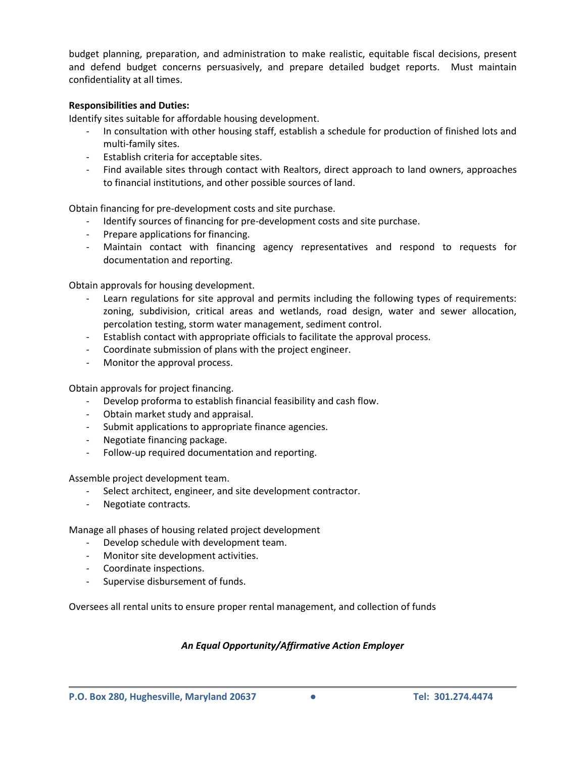budget planning, preparation, and administration to make realistic, equitable fiscal decisions, present and defend budget concerns persuasively, and prepare detailed budget reports. Must maintain confidentiality at all times.

**Responsibilities and Duties:**

Identify sites suitable for affordable housing development.

- In consultation with other housing staff, establish a schedule for production of finished lots and multi-family sites.
- Establish criteria for acceptable sites.
- Find available sites through contact with Realtors, direct approach to land owners, approaches to financial institutions, and other possible sources of land.

Obtain financing for pre-development costs and site purchase.

- Identify sources of financing for pre-development costs and site purchase.
- Prepare applications for financing.
- Maintain contact with financing agency representatives and respond to requests for documentation and reporting.

Obtain approvals for housing development.

- Learn regulations for site approval and permits including the following types of requirements: zoning, subdivision, critical areas and wetlands, road design, water and sewer allocation, percolation testing, storm water management, sediment control.
- Establish contact with appropriate officials to facilitate the approval process.
- Coordinate submission of plans with the project engineer.
- Monitor the approval process.

Obtain approvals for project financing.

- Develop proforma to establish financial feasibility and cash flow.
- Obtain market study and appraisal.
- Submit applications to appropriate finance agencies.
- Negotiate financing package.
- Follow-up required documentation and reporting.

Assemble project development team.

- Select architect, engineer, and site development contractor.
- Negotiate contracts.

Manage all phases of housing related project development

- Develop schedule with development team.
- Monitor site development activities.
- Coordinate inspections.
- Supervise disbursement of funds.

Oversees all rental units to ensure proper rental management, and collection of funds

***An Equal Opportunity/Affirmative Action Employer***

**P.O. Box 280, Hughesville, Maryland 20637 • Tel: 301.274.4474**